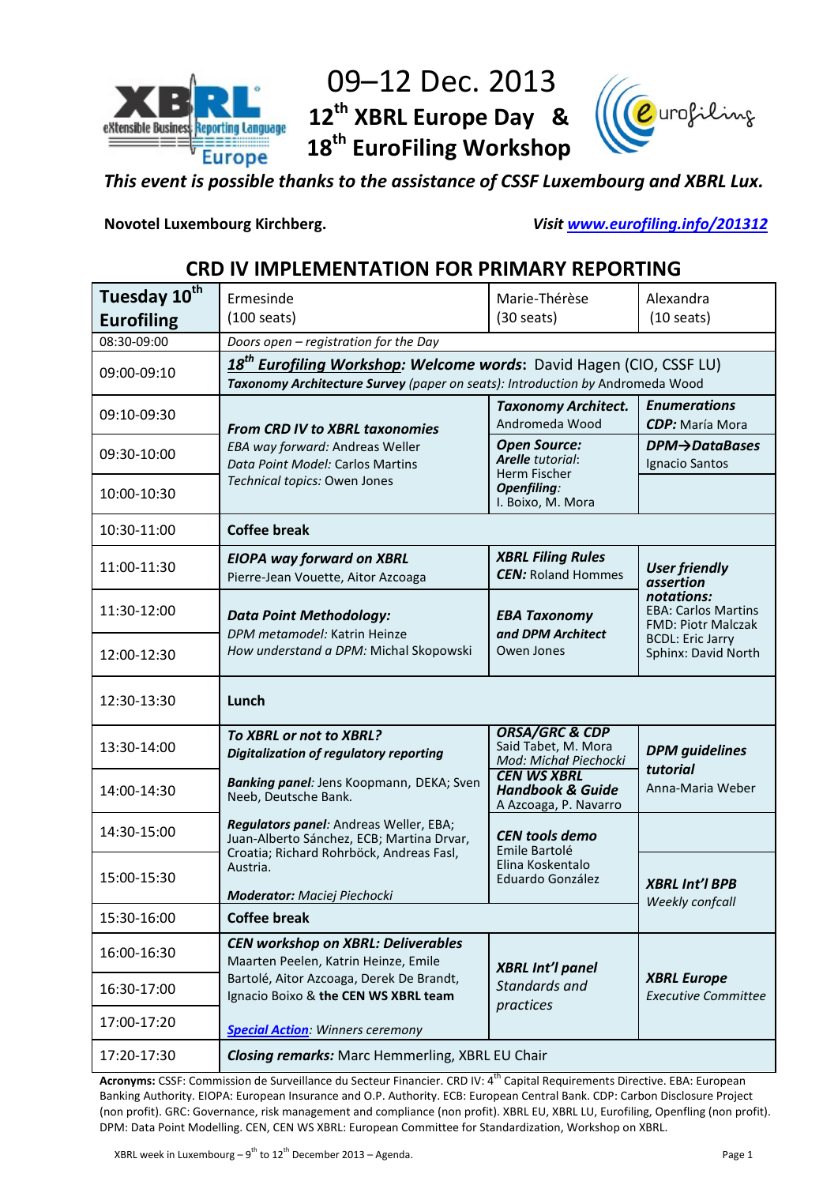# 09–12 Dec. 2013

## 12th XBRL Europe Day & 18th EuroFiling Workshop

*This event is possible thanks to the assistance of CSSF Luxembourg and XBRL Lux.*

**Novotel Luxembourg Kirchberg.** *Visit [www.eurofiling.info/201312](www.eurofiling.info/201312)*

## CRD IV IMPLEMENTATION FOR PRIMARY REPORTING

| **Tuesday 10th Eurofiling** | Ermesinde (100 seats) | Marie-Thérèse (30 seats) | Alexandra (10 seats) |
|---|---|---|---|
| 08:30-09:00 | *Doors open – registration for the Day* | | |
| 09:00-09:10 | ***18th Eurofiling Workshop: Welcome words:*** David Hagen (CIO, CSSF LU) ***Taxonomy Architecture Survey*** *(paper on seats): Introduction by* Andromeda Wood | | |
| 09:10-09:30 | ***From CRD IV to XBRL taxonomies*** *EBA way forward:* Andreas Weller *Data Point Model:* Carlos Martins *Technical topics:* Owen Jones | ***Taxonomy Architect.*** Andromeda Wood | ***Enumerations CDP:*** María Mora |
| 09:30-10:00 | | ***Open Source: Arelle*** *tutorial:* Herm Fischer ***Openfiling:*** I. Boixo, M. Mora | ***DPM→DataBases*** Ignacio Santos |
| 10:00-10:30 | | | |
| 10:30-11:00 | **Coffee break** | | |
| 11:00-11:30 | ***EIOPA way forward on XBRL*** Pierre-Jean Vouette, Aitor Azcoaga | ***XBRL Filing Rules CEN:*** Roland Hommes | ***User friendly assertion notations:*** EBA: Carlos Martins FMD: Piotr Malczak BCDL: Eric Jarry Sphinx: David North |
| 11:30-12:00 | ***Data Point Methodology:*** *DPM metamodel:* Katrin Heinze *How understand a DPM:* Michal Skopowski | ***EBA Taxonomy and DPM Architect*** Owen Jones | |
| 12:00-12:30 | | | |
| 12:30-13:30 | **Lunch** | | |
| 13:30-14:00 | ***To XBRL or not to XBRL? Digitalization of regulatory reporting*** | ***ORSA/GRC & CDP*** Said Tabet, M. Mora *Mod: Michał Piechocki* | ***DPM guidelines tutorial*** Anna-Maria Weber |
| 14:00-14:30 | ***Banking panel:*** Jens Koopmann, DEKA; Sven Neeb, Deutsche Bank. | ***CEN WS XBRL Handbook & Guide*** A Azcoaga, P. Navarro | |
| 14:30-15:00 | ***Regulators panel:*** Andreas Weller, EBA; Juan-Alberto Sánchez, ECB; Martina Drvar, Croatia; Richard Rohrböck, Andreas Fasl, Austria. ***Moderator:*** *Maciej Piechocki* | ***CEN tools demo*** Emile Bartolé Elina Koskentalo Eduardo González | |
| 15:00-15:30 | | | ***XBRL Int'l BPB*** *Weekly confcall* |
| 15:30-16:00 | **Coffee break** | | |
| 16:00-16:30 | ***CEN workshop on XBRL: Deliverables*** Maarten Peelen, Katrin Heinze, Emile Bartolé, Aitor Azcoaga, Derek De Brandt, Ignacio Boixo & **the CEN WS XBRL team** | ***XBRL Int'l panel*** *Standards and practices* | ***XBRL Europe*** *Executive Committee* |
| 16:30-17:00 | | | |
| 17:00-17:20 | ***Special Action:*** *Winners ceremony* | | |
| 17:20-17:30 | ***Closing remarks:*** Marc Hemmerling, XBRL EU Chair | | |

**Acronyms:** CSSF: Commission de Surveillance du Secteur Financier. CRD IV: 4th Capital Requirements Directive. EBA: European Banking Authority. EIOPA: European Insurance and O.P. Authority. ECB: European Central Bank. CDP: Carbon Disclosure Project (non profit). GRC: Governance, risk management and compliance (non profit). XBRL EU, XBRL LU, Eurofiling, Openfling (non profit). DPM: Data Point Modelling. CEN, CEN WS XBRL: European Committee for Standardization, Workshop on XBRL.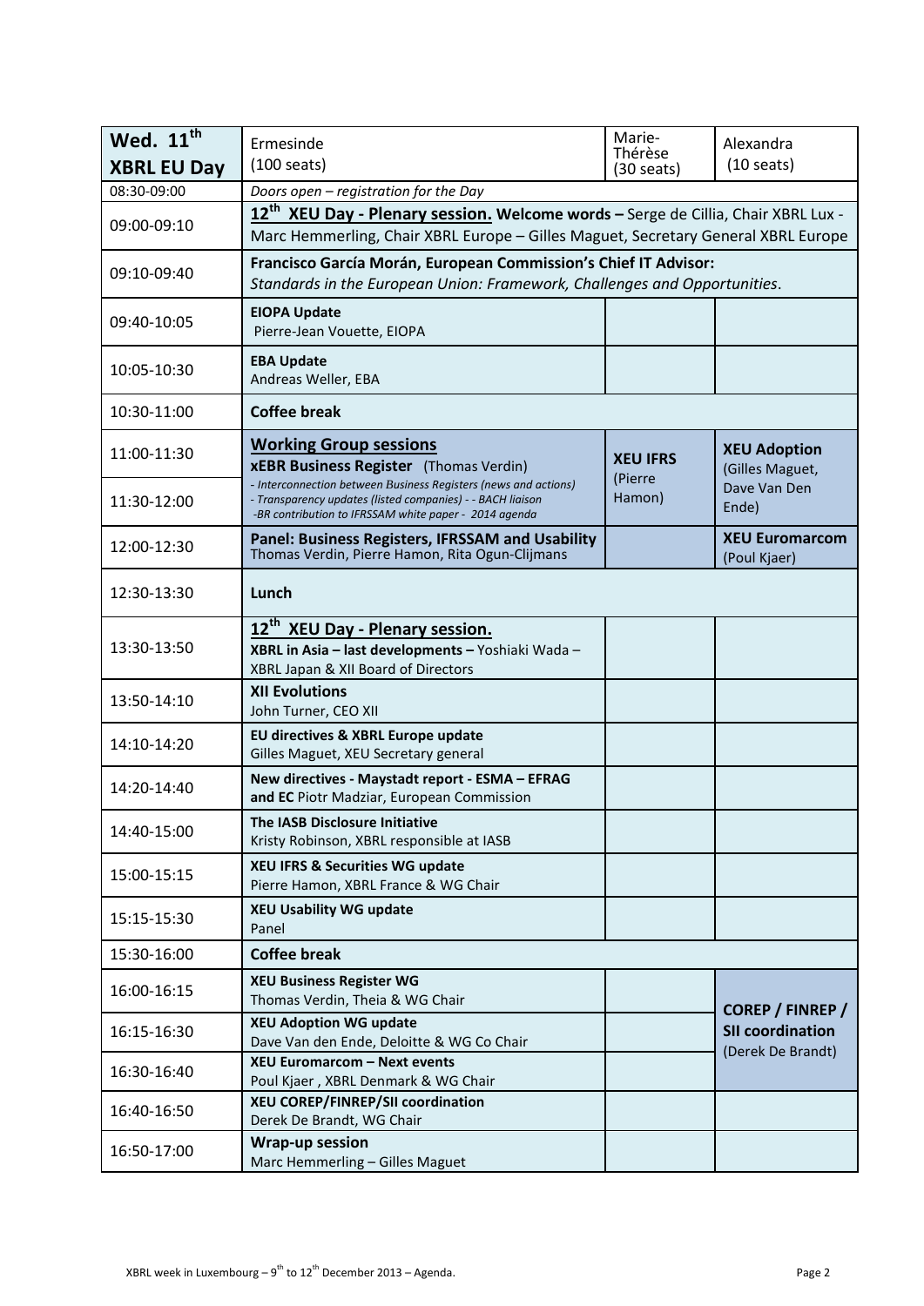| Wed. 11th XBRL EU Day | Ermesinde (100 seats) | Marie-Thérèse (30 seats) | Alexandra (10 seats) |
|---|---|---|---|
| 08:30-09:00 | *Doors open – registration for the Day* | | |
| 09:00-09:10 | **12th XEU Day - Plenary session. Welcome words –** Serge de Cillia, Chair XBRL Lux - Marc Hemmerling, Chair XBRL Europe – Gilles Maguet, Secretary General XBRL Europe | | |
| 09:10-09:40 | **Francisco García Morán, European Commission's Chief IT Advisor:** *Standards in the European Union: Framework, Challenges and Opportunities.* | | |
| 09:40-10:05 | **EIOPA Update** Pierre-Jean Vouette, EIOPA | | |
| 10:05-10:30 | **EBA Update** Andreas Weller, EBA | | |
| 10:30-11:00 | **Coffee break** | | |
| 11:00-11:30 | **Working Group sessions** **xEBR Business Register** (Thomas Verdin) *- Interconnection between Business Registers (news and actions) - Transparency updates (listed companies) - - BACH liaison -BR contribution to IFRSSAM white paper - 2014 agenda* | **XEU IFRS** (Pierre Hamon) | **XEU Adoption** (Gilles Maguet, Dave Van Den Ende) |
| 11:30-12:00 | | | |
| 12:00-12:30 | **Panel: Business Registers, IFRSSAM and Usability** Thomas Verdin, Pierre Hamon, Rita Ogun-Clijmans | | **XEU Euromarcom** (Poul Kjaer) |
| 12:30-13:30 | **Lunch** | | |
| 13:30-13:50 | **12th XEU Day - Plenary session.** **XBRL in Asia – last developments –** Yoshiaki Wada – XBRL Japan & XII Board of Directors | | |
| 13:50-14:10 | **XII Evolutions** John Turner, CEO XII | | |
| 14:10-14:20 | **EU directives & XBRL Europe update** Gilles Maguet, XEU Secretary general | | |
| 14:20-14:40 | **New directives - Maystadt report - ESMA – EFRAG and EC** Piotr Madziar, European Commission | | |
| 14:40-15:00 | **The IASB Disclosure Initiative** Kristy Robinson, XBRL responsible at IASB | | |
| 15:00-15:15 | **XEU IFRS & Securities WG update** Pierre Hamon, XBRL France & WG Chair | | |
| 15:15-15:30 | **XEU Usability WG update** Panel | | |
| 15:30-16:00 | **Coffee break** | | |
| 16:00-16:15 | **XEU Business Register WG** Thomas Verdin, Theia & WG Chair | | **COREP / FINREP / SII coordination** (Derek De Brandt) |
| 16:15-16:30 | **XEU Adoption WG update** Dave Van den Ende, Deloitte & WG Co Chair | | |
| 16:30-16:40 | **XEU Euromarcom – Next events** Poul Kjaer , XBRL Denmark & WG Chair | | |
| 16:40-16:50 | **XEU COREP/FINREP/SII coordination** Derek De Brandt, WG Chair | | |
| 16:50-17:00 | **Wrap-up session** Marc Hemmerling – Gilles Maguet | | |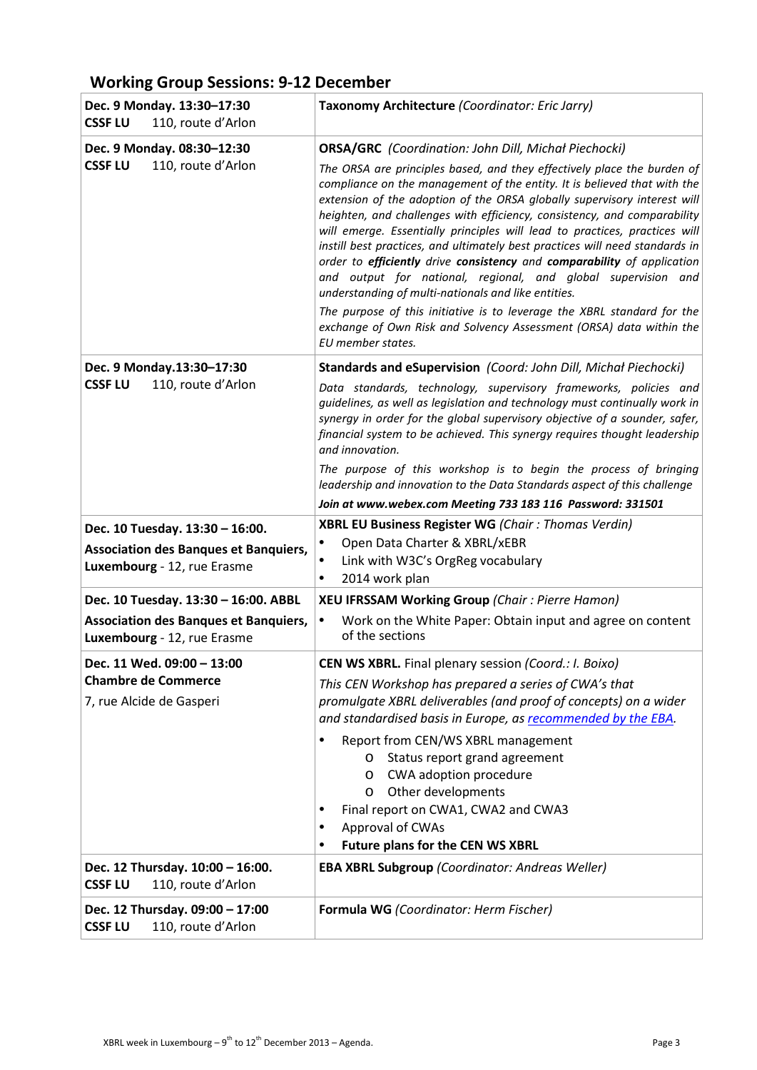## Working Group Sessions: 9-12 December

| | |
|---|---|
| **Dec. 9 Monday. 13:30–17:30**<br>**CSSF LU** 110, route d'Arlon | **Taxonomy Architecture** *(Coordinator: Eric Jarry)* |
| **Dec. 9 Monday. 08:30–12:30**<br>**CSSF LU** 110, route d'Arlon | **ORSA/GRC** *(Coordination: John Dill, Michał Piechocki)*<br>*The ORSA are principles based, and they effectively place the burden of compliance on the management of the entity. It is believed that with the extension of the adoption of the ORSA globally supervisory interest will heighten, and challenges with efficiency, consistency, and comparability will emerge. Essentially principles will lead to practices, practices will instill best practices, and ultimately best practices will need standards in order to* ***efficiently*** *drive* ***consistency*** *and* ***comparability*** *of application and output for national, regional, and global supervision and understanding of multi-nationals and like entities.*<br>*The purpose of this initiative is to leverage the XBRL standard for the exchange of Own Risk and Solvency Assessment (ORSA) data within the EU member states.* |
| **Dec. 9 Monday.13:30–17:30**<br>**CSSF LU** 110, route d'Arlon | **Standards and eSupervision** *(Coord: John Dill, Michał Piechocki)*<br>*Data standards, technology, supervisory frameworks, policies and guidelines, as well as legislation and technology must continually work in synergy in order for the global supervisory objective of a sounder, safer, financial system to be achieved. This synergy requires thought leadership and innovation.*<br>*The purpose of this workshop is to begin the process of bringing leadership and innovation to the Data Standards aspect of this challenge*<br>***Join at www.webex.com Meeting 733 183 116 Password: 331501*** |
| **Dec. 10 Tuesday. 13:30 – 16:00.**<br>**Association des Banques et Banquiers, Luxembourg** - 12, rue Erasme | **XBRL EU Business Register WG** *(Chair : Thomas Verdin)*<br>• Open Data Charter & XBRL/xEBR<br>• Link with W3C's OrgReg vocabulary<br>• 2014 work plan |
| **Dec. 10 Tuesday. 13:30 – 16:00. ABBL**<br>**Association des Banques et Banquiers, Luxembourg** - 12, rue Erasme | **XEU IFRSSAM Working Group** *(Chair : Pierre Hamon)*<br>• Work on the White Paper: Obtain input and agree on content of the sections |
| **Dec. 11 Wed. 09:00 – 13:00**<br>**Chambre de Commerce**<br>7, rue Alcide de Gasperi | **CEN WS XBRL.** Final plenary session *(Coord.: I. Boixo)*<br>*This CEN Workshop has prepared a series of CWA's that promulgate XBRL deliverables (and proof of concepts) on a wider and standardised basis in Europe, as recommended by the EBA.*<br>• Report from CEN/WS XBRL management<br>&nbsp;&nbsp;&nbsp;&nbsp;o Status report grand agreement<br>&nbsp;&nbsp;&nbsp;&nbsp;o CWA adoption procedure<br>&nbsp;&nbsp;&nbsp;&nbsp;o Other developments<br>• Final report on CWA1, CWA2 and CWA3<br>• Approval of CWAs<br>• **Future plans for the CEN WS XBRL** |
| **Dec. 12 Thursday. 10:00 – 16:00.**<br>**CSSF LU** 110, route d'Arlon | **EBA XBRL Subgroup** *(Coordinator: Andreas Weller)* |
| **Dec. 12 Thursday. 09:00 – 17:00**<br>**CSSF LU** 110, route d'Arlon | **Formula WG** *(Coordinator: Herm Fischer)* |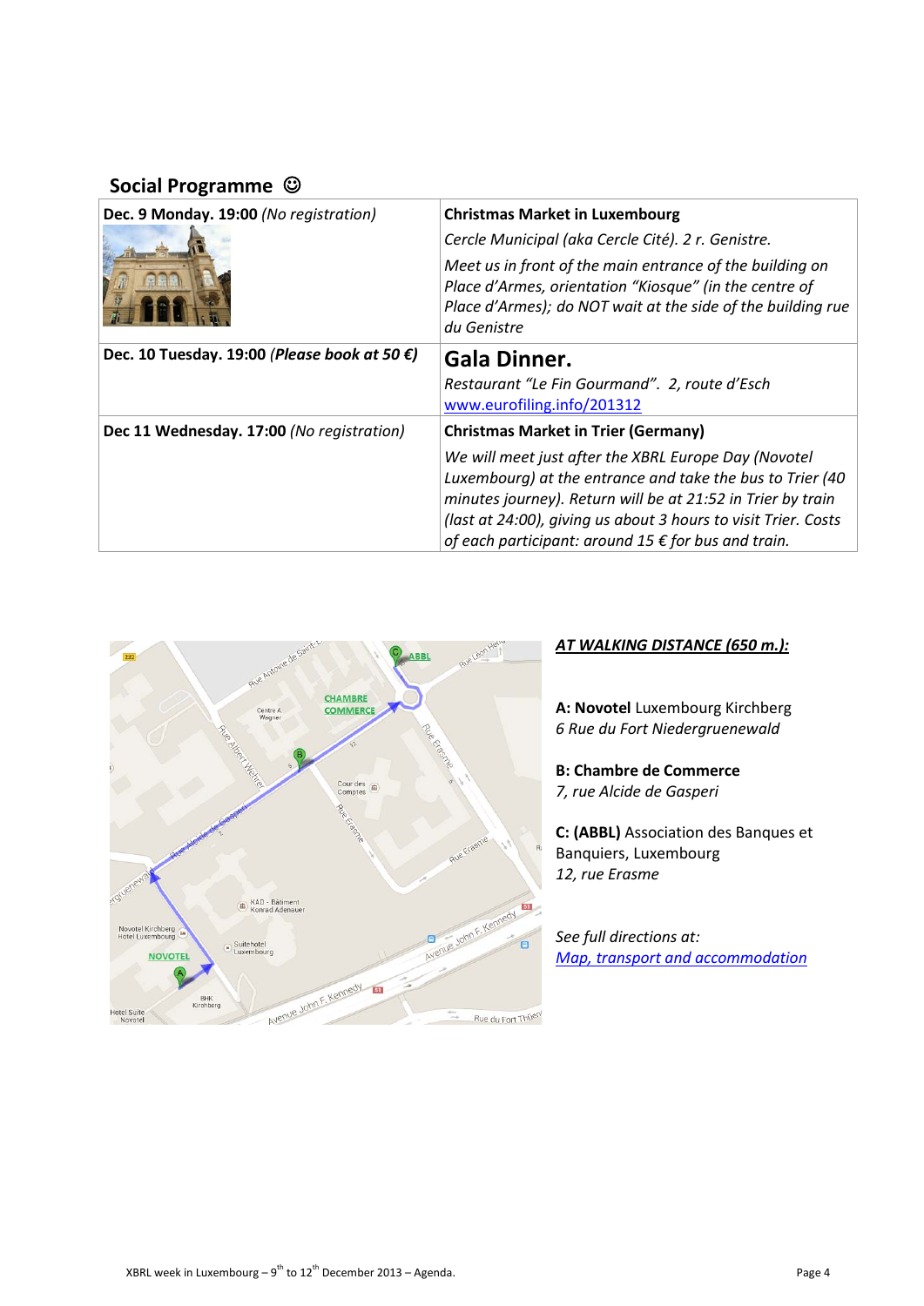## Social Programme ☺

| | |
|---|---|
| **Dec. 9 Monday. 19:00** *(No registration)* | **Christmas Market in Luxembourg**<br>*Cercle Municipal (aka Cercle Cité). 2 r. Genistre.*<br>*Meet us in front of the main entrance of the building on Place d'Armes, orientation "Kiosque" (in the centre of Place d'Armes); do NOT wait at the side of the building rue du Genistre* |
| **Dec. 10 Tuesday. 19:00** ***(Please book at 50 €)*** | **Gala Dinner.**<br>*Restaurant "Le Fin Gourmand". 2, route d'Esch*<br>[www.eurofiling.info/201312](www.eurofiling.info/201312) |
| **Dec 11 Wednesday. 17:00** *(No registration)* | **Christmas Market in Trier (Germany)**<br>*We will meet just after the XBRL Europe Day (Novotel Luxembourg) at the entrance and take the bus to Trier (40 minutes journey). Return will be at 21:52 in Trier by train (last at 24:00), giving us about 3 hours to visit Trier. Costs of each participant: around 15 € for bus and train.* |

***AT WALKING DISTANCE (650 m.):***

**A: Novotel** Luxembourg Kirchberg
*6 Rue du Fort Niedergruenewald*

**B: Chambre de Commerce**
*7, rue Alcide de Gasperi*

**C: (ABBL)** Association des Banques et Banquiers, Luxembourg
*12, rue Erasme*

*See full directions at:*
*Map, transport and accommodation*